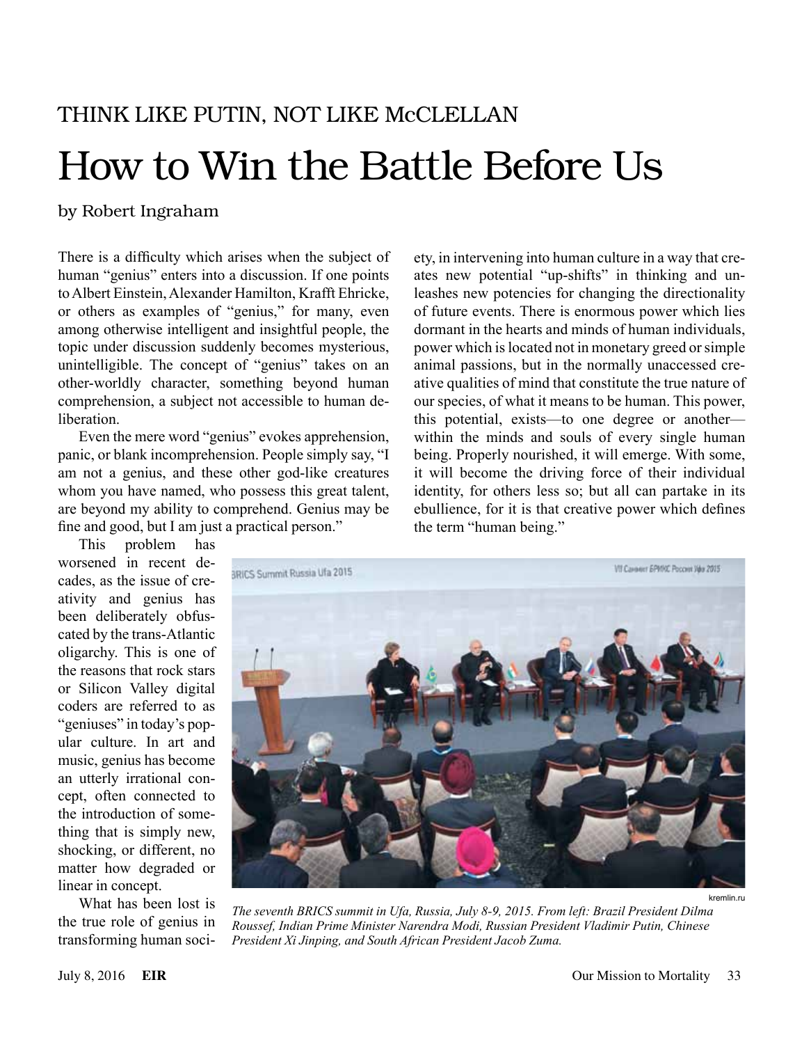THINK LIKE PUTIN, NOT LIKE McCLELLAN

# How to Win the Battle Before Us

by Robert Ingraham

There is a difficulty which arises when the subject of human "genius" enters into a discussion. If one points to Albert Einstein, Alexander Hamilton, Krafft Ehricke, or others as examples of "genius," for many, even among otherwise intelligent and insightful people, the topic under discussion suddenly becomes mysterious, unintelligible. The concept of "genius" takes on an other-worldly character, something beyond human comprehension, a subject not accessible to human deliberation.

Even the mere word "genius" evokes apprehension, panic, or blank incomprehension. People simply say, "I am not a genius, and these other god-like creatures whom you have named, who possess this great talent, are beyond my ability to comprehend. Genius may be fine and good, but I am just a practical person."

This problem has worsened in recent decades, as the issue of creativity and genius has been deliberately obfuscated by the trans-Atlantic oligarchy. This is one of the reasons that rock stars or Silicon Valley digital coders are referred to as "geniuses" in today's popular culture. In art and music, genius has become an utterly irrational concept, often connected to the introduction of something that is simply new, shocking, or different, no matter how degraded or linear in concept.

What has been lost is the true role of genius in transforming human society, in intervening into human culture in a way that creates new potential "up-shifts" in thinking and unleashes new potencies for changing the directionality of future events. There is enormous power which lies dormant in the hearts and minds of human individuals, power which is located not in monetary greed or simple animal passions, but in the normally unaccessed creative qualities of mind that constitute the true nature of our species, of what it means to be human. This power, this potential, exists—to one degree or another—within the minds and souls of every single human being. Properly nourished, it will emerge. With some, it will become the driving force of their individual identity, for others less so; but all can partake in its ebullience, for it is that creative power which defines the term "human being."

kremlin.ru

*The seventh BRICS summit in Ufa, Russia, July 8-9, 2015. From left: Brazil President Dilma Roussef, Indian Prime Minister Narendra Modi, Russian President Vladimir Putin, Chinese President Xi Jinping, and South African President Jacob Zuma.*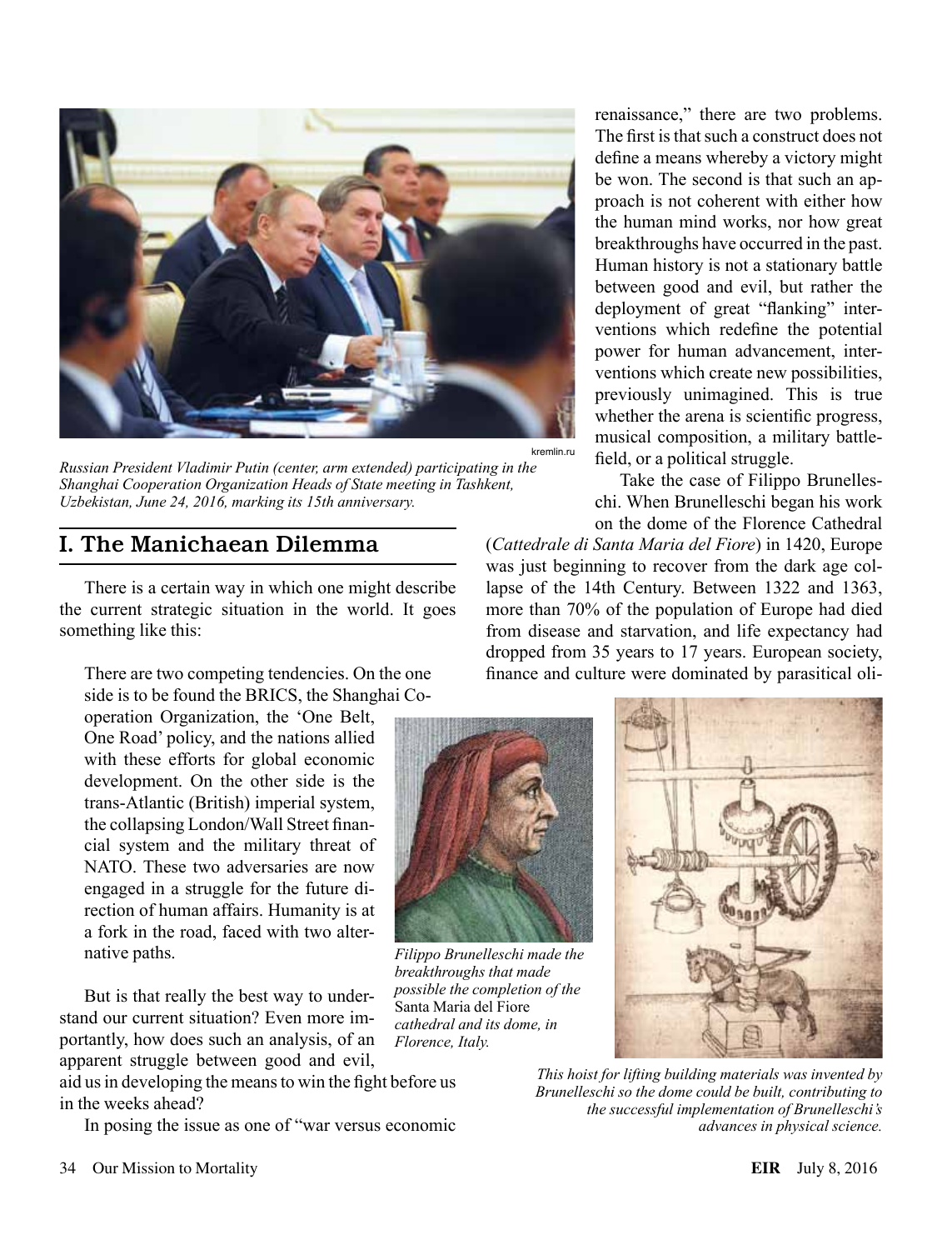Russian President Vladimir Putin (center, arm extended) participating in the Shanghai Cooperation Organization Heads of State meeting in Tashkent, Uzbekistan, June 24, 2016, marking its 15th anniversary.

## I. The Manichaean Dilemma

There is a certain way in which one might describe the current strategic situation in the world. It goes something like this:

> There are two competing tendencies. On the one side is to be found the BRICS, the Shanghai Cooperation Organization, the 'One Belt, One Road' policy, and the nations allied with these efforts for global economic development. On the other side is the trans-Atlantic (British) imperial system, the collapsing London/Wall Street financial system and the military threat of NATO. These two adversaries are now engaged in a struggle for the future direction of human affairs. Humanity is at a fork in the road, faced with two alternative paths.

But is that really the best way to understand our current situation? Even more importantly, how does such an analysis, of an apparent struggle between good and evil, aid us in developing the means to win the fight before us in the weeks ahead?

In posing the issue as one of "war versus economic renaissance," there are two problems. The first is that such a construct does not define a means whereby a victory might be won. The second is that such an approach is not coherent with either how the human mind works, nor how great breakthroughs have occurred in the past. Human history is not a stationary battle between good and evil, but rather the deployment of great "flanking" interventions which redefine the potential power for human advancement, interventions which create new possibilities, previously unimagined. This is true whether the arena is scientific progress, musical composition, a military battlefield, or a political struggle.

Take the case of Filippo Brunelleschi. When Brunelleschi began his work on the dome of the Florence Cathedral (*Cattedrale di Santa Maria del Fiore*) in 1420, Europe was just beginning to recover from the dark age collapse of the 14th Century. Between 1322 and 1363, more than 70% of the population of Europe had died from disease and starvation, and life expectancy had dropped from 35 years to 17 years. European society, finance and culture were dominated by parasitical oli-

*Filippo Brunelleschi made the breakthroughs that made possible the completion of the* Santa Maria del Fiore *cathedral and its dome, in Florence, Italy.*

*This hoist for lifting building materials was invented by Brunelleschi so the dome could be built, contributing to the successful implementation of Brunelleschi's advances in physical science.*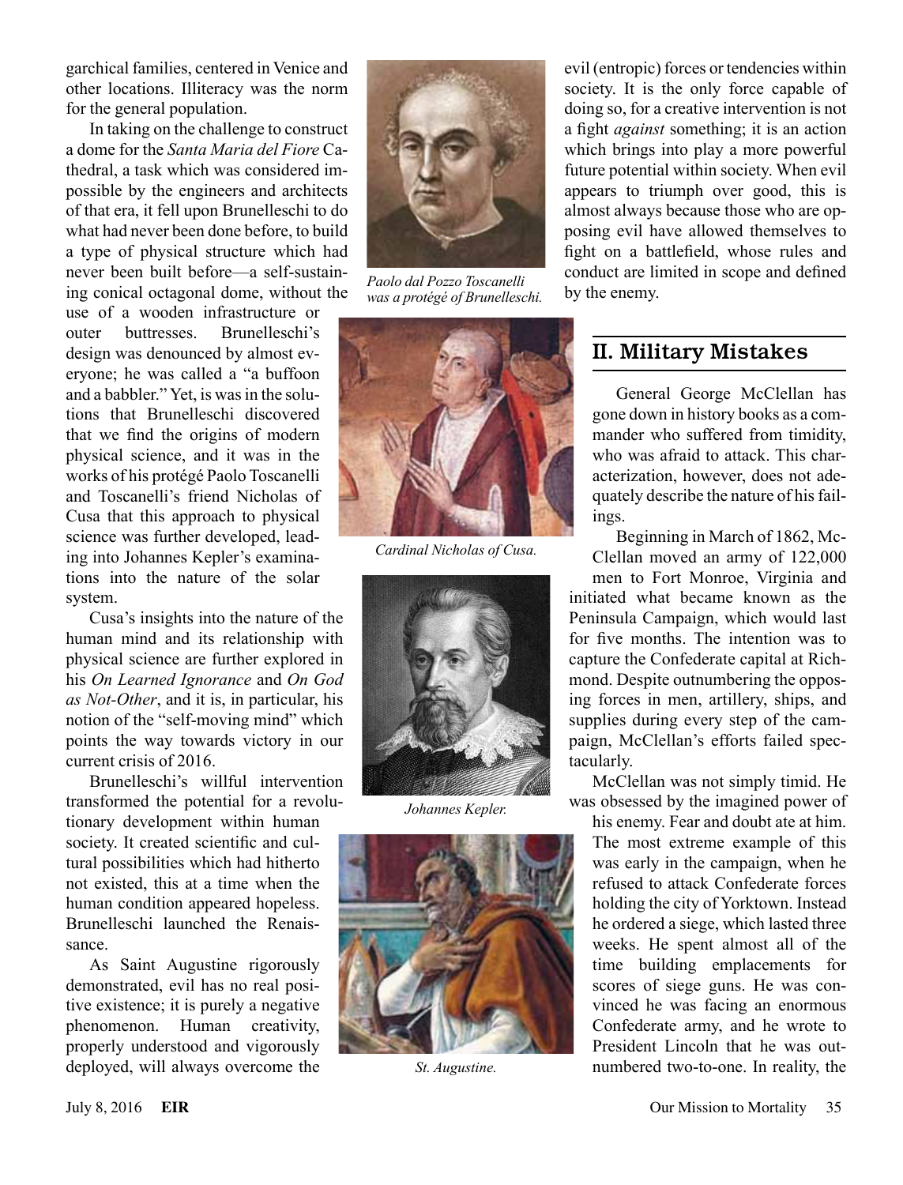garchical families, centered in Venice and other locations. Illiteracy was the norm for the general population.

In taking on the challenge to construct a dome for the *Santa Maria del Fiore* Cathedral, a task which was considered impossible by the engineers and architects of that era, it fell upon Brunelleschi to do what had never been done before, to build a type of physical structure which had never been built before—a self-sustaining conical octagonal dome, without the use of a wooden infrastructure or outer buttresses. Brunelleschi's design was denounced by almost everyone; he was called a "a buffoon and a babbler." Yet, is was in the solutions that Brunelleschi discovered that we find the origins of modern physical science, and it was in the works of his protégé Paolo Toscanelli and Toscanelli's friend Nicholas of Cusa that this approach to physical science was further developed, leading into Johannes Kepler's examinations into the nature of the solar system.

Cusa's insights into the nature of the human mind and its relationship with physical science are further explored in his *On Learned Ignorance* and *On God as Not-Other*, and it is, in particular, his notion of the "self-moving mind" which points the way towards victory in our current crisis of 2016.

Brunelleschi's willful intervention transformed the potential for a revolutionary development within human society. It created scientific and cultural possibilities which had hitherto not existed, this at a time when the human condition appeared hopeless. Brunelleschi launched the Renaissance.

As Saint Augustine rigorously demonstrated, evil has no real positive existence; it is purely a negative phenomenon. Human creativity, properly understood and vigorously deployed, will always overcome the evil (entropic) forces or tendencies within society. It is the only force capable of doing so, for a creative intervention is not a fight *against* something; it is an action which brings into play a more powerful future potential within society. When evil appears to triumph over good, this is almost always because those who are opposing evil have allowed themselves to fight on a battlefield, whose rules and conduct are limited in scope and defined by the enemy.

*Paolo dal Pozzo Toscanelli was a protégé of Brunelleschi.*

*Cardinal Nicholas of Cusa.*

*Johannes Kepler.*

*St. Augustine.*

## II. Military Mistakes

General George McClellan has gone down in history books as a commander who suffered from timidity, who was afraid to attack. This characterization, however, does not adequately describe the nature of his failings.

Beginning in March of 1862, McClellan moved an army of 122,000 men to Fort Monroe, Virginia and initiated what became known as the Peninsula Campaign, which would last for five months. The intention was to capture the Confederate capital at Richmond. Despite outnumbering the opposing forces in men, artillery, ships, and supplies during every step of the campaign, McClellan's efforts failed spectacularly.

McClellan was not simply timid. He was obsessed by the imagined power of his enemy. Fear and doubt ate at him. The most extreme example of this was early in the campaign, when he refused to attack Confederate forces holding the city of Yorktown. Instead he ordered a siege, which lasted three weeks. He spent almost all of the time building emplacements for scores of siege guns. He was convinced he was facing an enormous Confederate army, and he wrote to President Lincoln that he was outnumbered two-to-one. In reality, the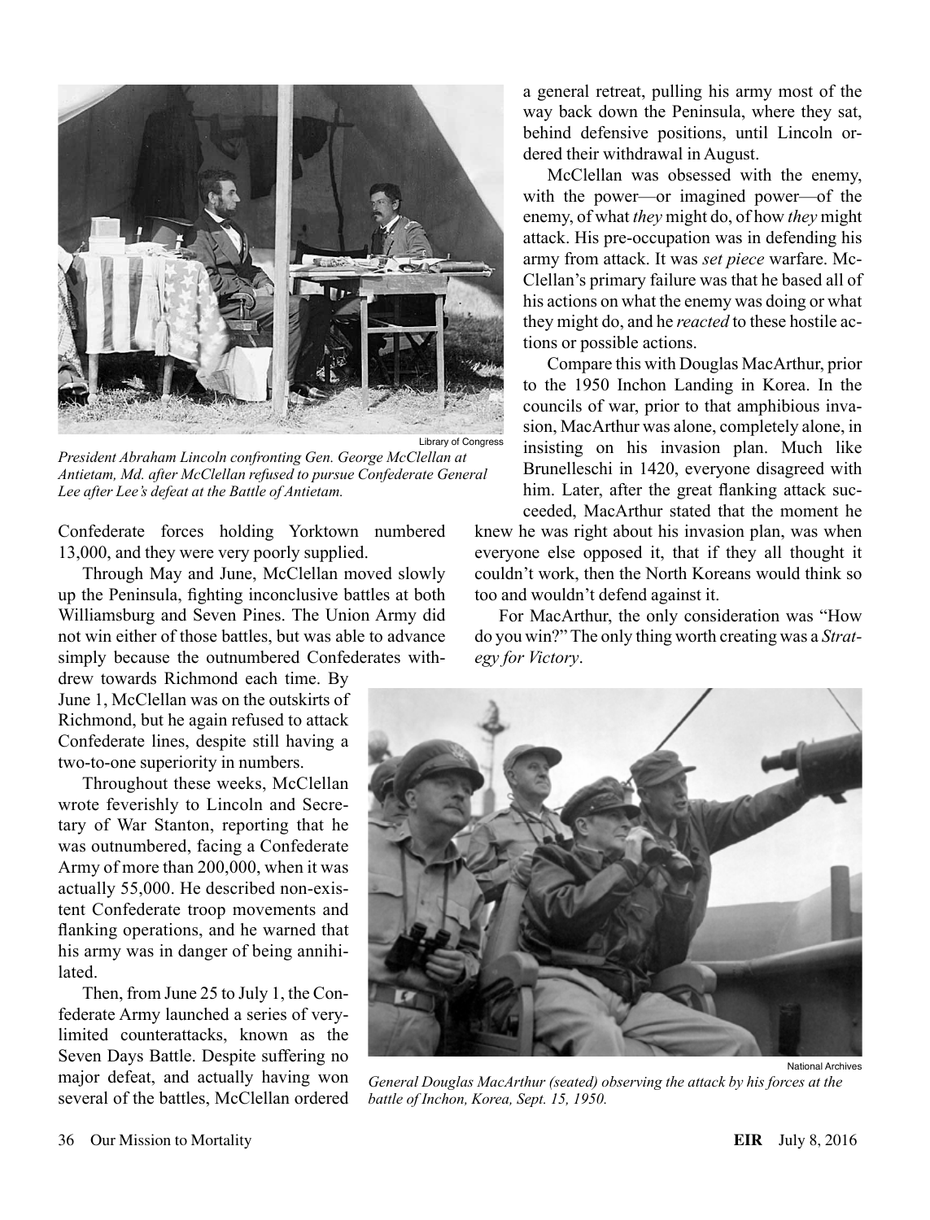President Abraham Lincoln confronting Gen. George McClellan at Antietam, Md. after McClellan refused to pursue Confederate General Lee after Lee's defeat at the Battle of Antietam.

Confederate forces holding Yorktown numbered 13,000, and they were very poorly supplied.

Through May and June, McClellan moved slowly up the Peninsula, fighting inconclusive battles at both Williamsburg and Seven Pines. The Union Army did not win either of those battles, but was able to advance simply because the outnumbered Confederates withdrew towards Richmond each time. By June 1, McClellan was on the outskirts of Richmond, but he again refused to attack Confederate lines, despite still having a two-to-one superiority in numbers.

Throughout these weeks, McClellan wrote feverishly to Lincoln and Secretary of War Stanton, reporting that he was outnumbered, facing a Confederate Army of more than 200,000, when it was actually 55,000. He described non-existent Confederate troop movements and flanking operations, and he warned that his army was in danger of being annihilated.

Then, from June 25 to July 1, the Confederate Army launched a series of very-limited counterattacks, known as the Seven Days Battle. Despite suffering no major defeat, and actually having won several of the battles, McClellan ordered a general retreat, pulling his army most of the way back down the Peninsula, where they sat, behind defensive positions, until Lincoln ordered their withdrawal in August.

McClellan was obsessed with the enemy, with the power—or imagined power—of the enemy, of what *they* might do, of how *they* might attack. His pre-occupation was in defending his army from attack. It was *set piece* warfare. McClellan's primary failure was that he based all of his actions on what the enemy was doing or what they might do, and he *reacted* to these hostile actions or possible actions.

Compare this with Douglas MacArthur, prior to the 1950 Inchon Landing in Korea. In the councils of war, prior to that amphibious invasion, MacArthur was alone, completely alone, in insisting on his invasion plan. Much like Brunelleschi in 1420, everyone disagreed with him. Later, after the great flanking attack succeeded, MacArthur stated that the moment he knew he was right about his invasion plan, was when everyone else opposed it, that if they all thought it couldn't work, then the North Koreans would think so too and wouldn't defend against it.

For MacArthur, the only consideration was "How do you win?" The only thing worth creating was a *Strategy for Victory*.

General Douglas MacArthur (seated) observing the attack by his forces at the battle of Inchon, Korea, Sept. 15, 1950.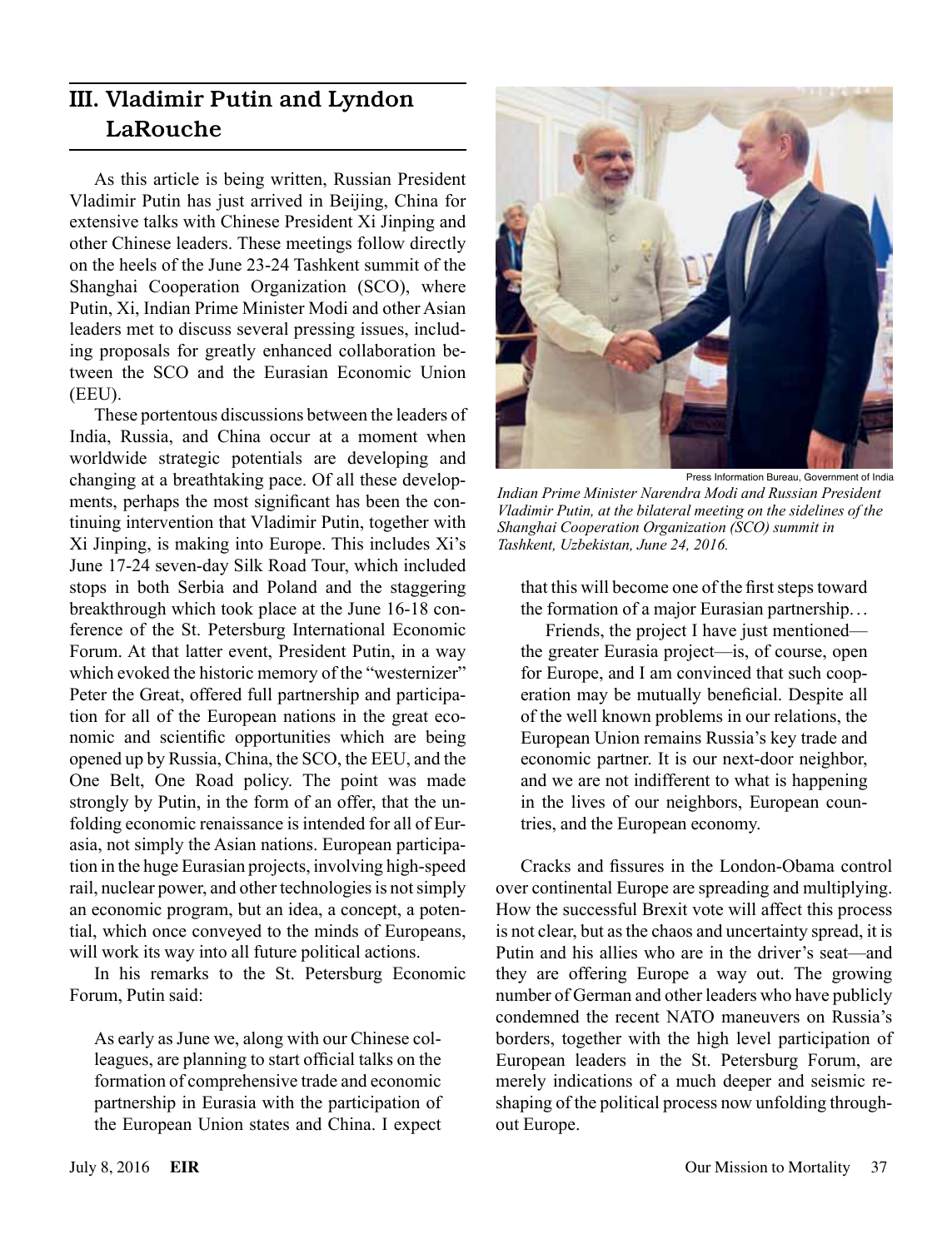## III. Vladimir Putin and Lyndon LaRouche

As this article is being written, Russian President Vladimir Putin has just arrived in Beijing, China for extensive talks with Chinese President Xi Jinping and other Chinese leaders. These meetings follow directly on the heels of the June 23-24 Tashkent summit of the Shanghai Cooperation Organization (SCO), where Putin, Xi, Indian Prime Minister Modi and other Asian leaders met to discuss several pressing issues, including proposals for greatly enhanced collaboration between the SCO and the Eurasian Economic Union (EEU).

These portentous discussions between the leaders of India, Russia, and China occur at a moment when worldwide strategic potentials are developing and changing at a breathtaking pace. Of all these developments, perhaps the most significant has been the continuing intervention that Vladimir Putin, together with Xi Jinping, is making into Europe. This includes Xi's June 17-24 seven-day Silk Road Tour, which included stops in both Serbia and Poland and the staggering breakthrough which took place at the June 16-18 conference of the St. Petersburg International Economic Forum. At that latter event, President Putin, in a way which evoked the historic memory of the "westernizer" Peter the Great, offered full partnership and participation for all of the European nations in the great economic and scientific opportunities which are being opened up by Russia, China, the SCO, the EEU, and the One Belt, One Road policy. The point was made strongly by Putin, in the form of an offer, that the unfolding economic renaissance is intended for all of Eurasia, not simply the Asian nations. European participation in the huge Eurasian projects, involving high-speed rail, nuclear power, and other technologies is not simply an economic program, but an idea, a concept, a potential, which once conveyed to the minds of Europeans, will work its way into all future political actions.

In his remarks to the St. Petersburg Economic Forum, Putin said:

> As early as June we, along with our Chinese colleagues, are planning to start official talks on the formation of comprehensive trade and economic partnership in Eurasia with the participation of the European Union states and China. I expect that this will become one of the first steps toward the formation of a major Eurasian partnership...
>
> Friends, the project I have just mentioned—the greater Eurasia project—is, of course, open for Europe, and I am convinced that such cooperation may be mutually beneficial. Despite all of the well known problems in our relations, the European Union remains Russia's key trade and economic partner. It is our next-door neighbor, and we are not indifferent to what is happening in the lives of our neighbors, European countries, and the European economy.

Press Information Bureau, Government of India

*Indian Prime Minister Narendra Modi and Russian President Vladimir Putin, at the bilateral meeting on the sidelines of the Shanghai Cooperation Organization (SCO) summit in Tashkent, Uzbekistan, June 24, 2016.*

Cracks and fissures in the London-Obama control over continental Europe are spreading and multiplying. How the successful Brexit vote will affect this process is not clear, but as the chaos and uncertainty spread, it is Putin and his allies who are in the driver's seat—and they are offering Europe a way out. The growing number of German and other leaders who have publicly condemned the recent NATO maneuvers on Russia's borders, together with the high level participation of European leaders in the St. Petersburg Forum, are merely indications of a much deeper and seismic reshaping of the political process now unfolding throughout Europe.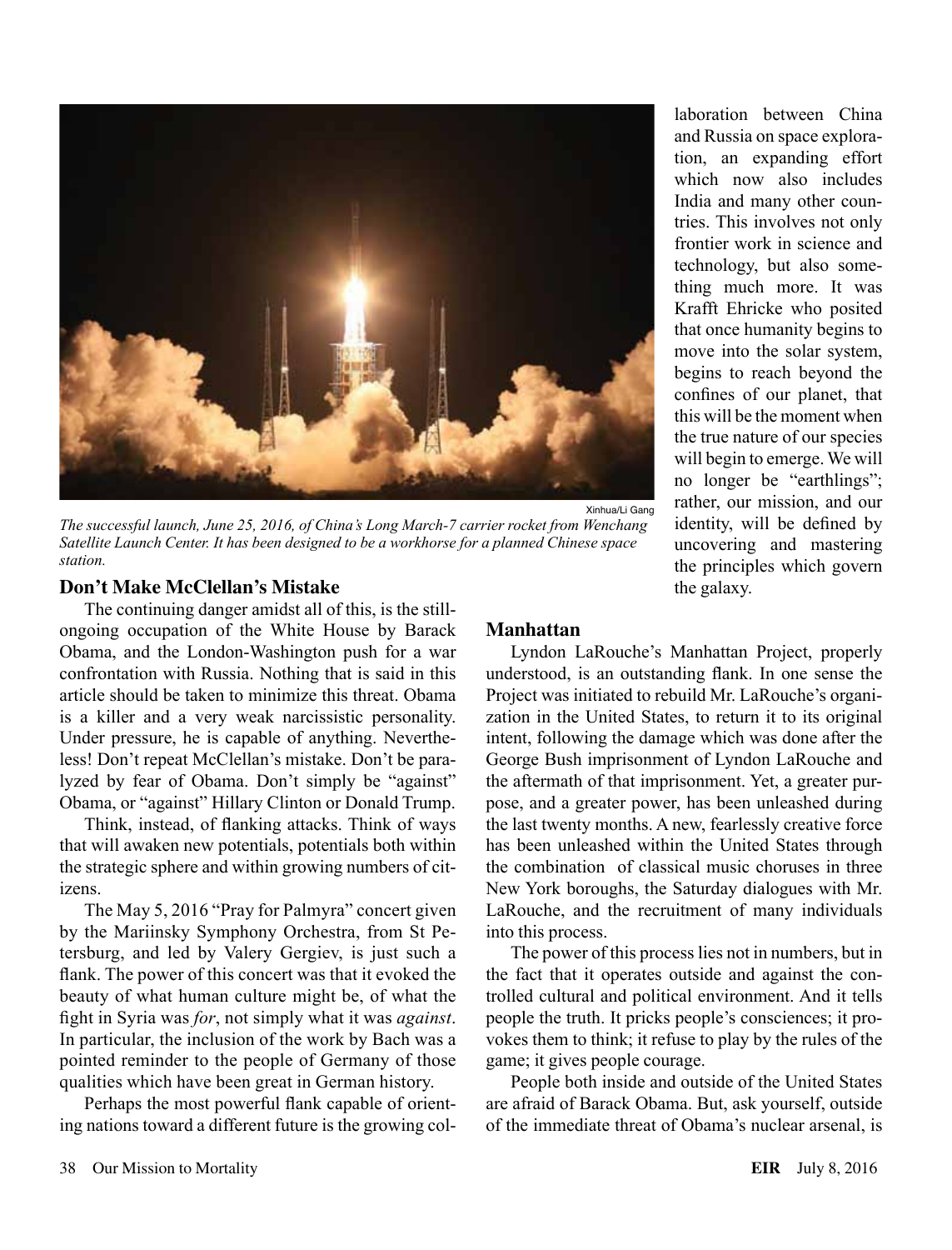Xinhua/Li Gang

*The successful launch, June 25, 2016, of China's Long March-7 carrier rocket from Wenchang Satellite Launch Center. It has been designed to be a workhorse for a planned Chinese space station.*

## Don't Make McClellan's Mistake

The continuing danger amidst all of this, is the still-ongoing occupation of the White House by Barack Obama, and the London-Washington push for a war confrontation with Russia. Nothing that is said in this article should be taken to minimize this threat. Obama is a killer and a very weak narcissistic personality. Under pressure, he is capable of anything. Nevertheless! Don't repeat McClellan's mistake. Don't be paralyzed by fear of Obama. Don't simply be "against" Obama, or "against" Hillary Clinton or Donald Trump.

Think, instead, of flanking attacks. Think of ways that will awaken new potentials, potentials both within the strategic sphere and within growing numbers of citizens.

The May 5, 2016 "Pray for Palmyra" concert given by the Mariinsky Symphony Orchestra, from St Petersburg, and led by Valery Gergiev, is just such a flank. The power of this concert was that it evoked the beauty of what human culture might be, of what the fight in Syria was *for*, not simply what it was *against*. In particular, the inclusion of the work by Bach was a pointed reminder to the people of Germany of those qualities which have been great in German history.

Perhaps the most powerful flank capable of orienting nations toward a different future is the growing collaboration between China and Russia on space exploration, an expanding effort which now also includes India and many other countries. This involves not only frontier work in science and technology, but also something much more. It was Krafft Ehricke who posited that once humanity begins to move into the solar system, begins to reach beyond the confines of our planet, that this will be the moment when the true nature of our species will begin to emerge. We will no longer be "earthlings"; rather, our mission, and our identity, will be defined by uncovering and mastering the principles which govern the galaxy.

## Manhattan

Lyndon LaRouche's Manhattan Project, properly understood, is an outstanding flank. In one sense the Project was initiated to rebuild Mr. LaRouche's organization in the United States, to return it to its original intent, following the damage which was done after the George Bush imprisonment of Lyndon LaRouche and the aftermath of that imprisonment. Yet, a greater purpose, and a greater power, has been unleashed during the last twenty months. A new, fearlessly creative force has been unleashed within the United States through the combination of classical music choruses in three New York boroughs, the Saturday dialogues with Mr. LaRouche, and the recruitment of many individuals into this process.

The power of this process lies not in numbers, but in the fact that it operates outside and against the controlled cultural and political environment. And it tells people the truth. It pricks people's consciences; it provokes them to think; it refuse to play by the rules of the game; it gives people courage.

People both inside and outside of the United States are afraid of Barack Obama. But, ask yourself, outside of the immediate threat of Obama's nuclear arsenal, is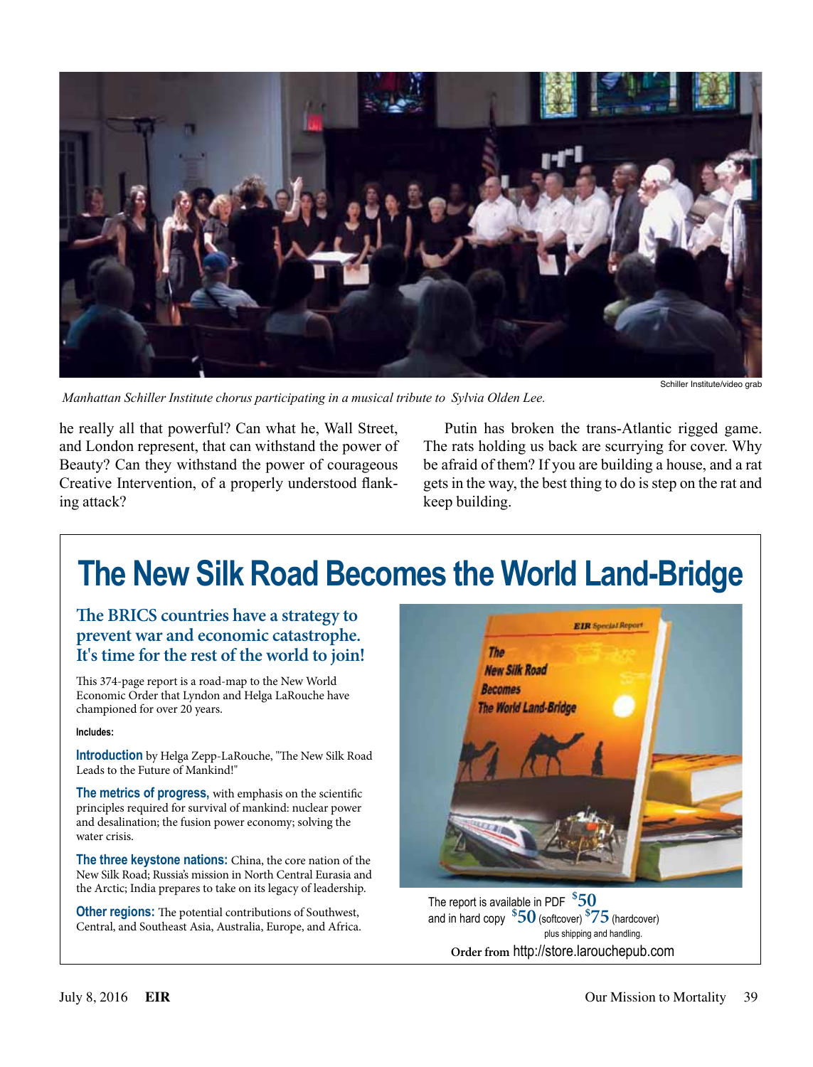Schiller Institute/video grab

*Manhattan Schiller Institute chorus participating in a musical tribute to Sylvia Olden Lee.*

he really all that powerful? Can what he, Wall Street, and London represent, that can withstand the power of Beauty? Can they withstand the power of courageous Creative Intervention, of a properly understood flanking attack?

Putin has broken the trans-Atlantic rigged game. The rats holding us back are scurrying for cover. Why be afraid of them? If you are building a house, and a rat gets in the way, the best thing to do is step on the rat and keep building.

# The New Silk Road Becomes the World Land-Bridge

### The BRICS countries have a strategy to prevent war and economic catastrophe. It's time for the rest of the world to join!

This 374-page report is a road-map to the New World Economic Order that Lyndon and Helga LaRouche have championed for over 20 years.

**Includes:**

**Introduction** by Helga Zepp-LaRouche, "The New Silk Road Leads to the Future of Mankind!"

**The metrics of progress,** with emphasis on the scientific principles required for survival of mankind: nuclear power and desalination; the fusion power economy; solving the water crisis.

**The three keystone nations:** China, the core nation of the New Silk Road; Russia's mission in North Central Eurasia and the Arctic; India prepares to take on its legacy of leadership.

**Other regions:** The potential contributions of Southwest, Central, and Southeast Asia, Australia, Europe, and Africa.

The report is available in PDF $50
and in hard copy $50 (softcover) $75 (hardcover)
plus shipping and handling.

**Order from** http://store.larouchepub.com